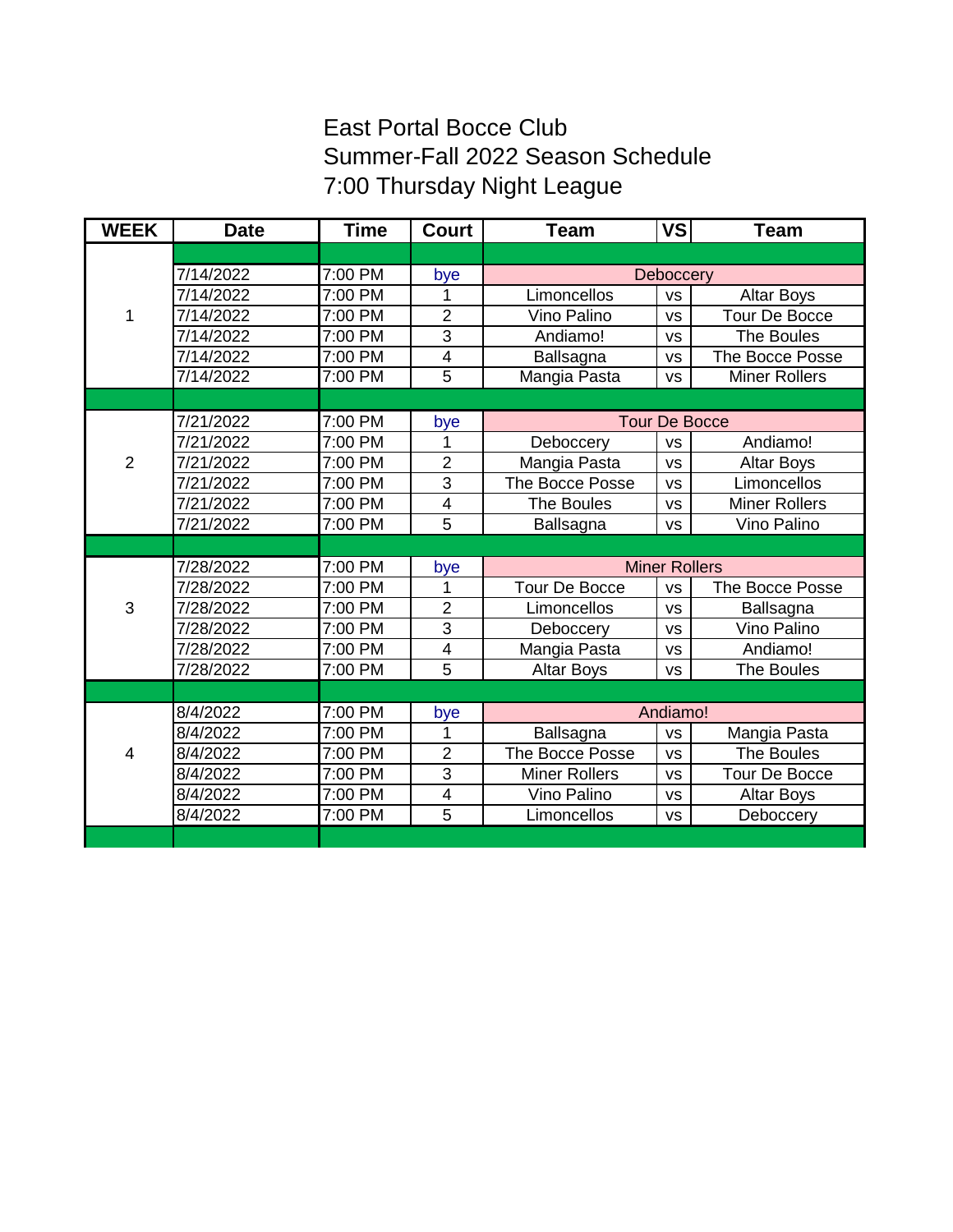# East Portal Bocce Club
## Summer-Fall 2022 Season Schedule
## 7:00 Thursday Night League

| WEEK | Date | Time | Court | Team | VS | Team |
|---|---|---|---|---|---|---|
| 1 | 7/14/2022 | 7:00 PM | bye | Deboccery | | |
| | 7/14/2022 | 7:00 PM | 1 | Limoncellos | vs | Altar Boys |
| | 7/14/2022 | 7:00 PM | 2 | Vino Palino | vs | Tour De Bocce |
| | 7/14/2022 | 7:00 PM | 3 | Andiamo! | vs | The Boules |
| | 7/14/2022 | 7:00 PM | 4 | Ballsagna | vs | The Bocce Posse |
| | 7/14/2022 | 7:00 PM | 5 | Mangia Pasta | vs | Miner Rollers |
| 2 | 7/21/2022 | 7:00 PM | bye | Tour De Bocce | | |
| | 7/21/2022 | 7:00 PM | 1 | Deboccery | vs | Andiamo! |
| | 7/21/2022 | 7:00 PM | 2 | Mangia Pasta | vs | Altar Boys |
| | 7/21/2022 | 7:00 PM | 3 | The Bocce Posse | vs | Limoncellos |
| | 7/21/2022 | 7:00 PM | 4 | The Boules | vs | Miner Rollers |
| | 7/21/2022 | 7:00 PM | 5 | Ballsagna | vs | Vino Palino |
| 3 | 7/28/2022 | 7:00 PM | bye | Miner Rollers | | |
| | 7/28/2022 | 7:00 PM | 1 | Tour De Bocce | vs | The Bocce Posse |
| | 7/28/2022 | 7:00 PM | 2 | Limoncellos | vs | Ballsagna |
| | 7/28/2022 | 7:00 PM | 3 | Deboccery | vs | Vino Palino |
| | 7/28/2022 | 7:00 PM | 4 | Mangia Pasta | vs | Andiamo! |
| | 7/28/2022 | 7:00 PM | 5 | Altar Boys | vs | The Boules |
| 4 | 8/4/2022 | 7:00 PM | bye | Andiamo! | | |
| | 8/4/2022 | 7:00 PM | 1 | Ballsagna | vs | Mangia Pasta |
| | 8/4/2022 | 7:00 PM | 2 | The Bocce Posse | vs | The Boules |
| | 8/4/2022 | 7:00 PM | 3 | Miner Rollers | vs | Tour De Bocce |
| | 8/4/2022 | 7:00 PM | 4 | Vino Palino | vs | Altar Boys |
| | 8/4/2022 | 7:00 PM | 5 | Limoncellos | vs | Deboccery |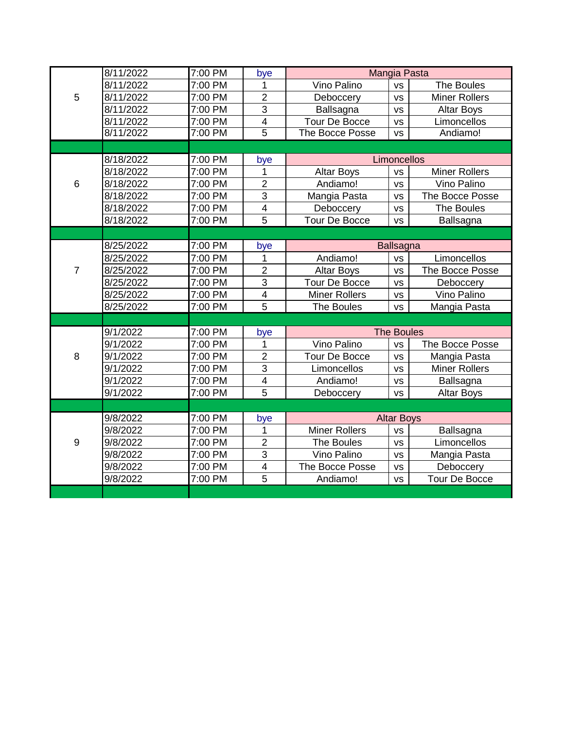| Week | Date | Time | Court | Team | vs | Team |
|---|---|---|---|---|---|---|
| 5 | 8/11/2022 | 7:00 PM | bye | Mangia Pasta | | |
| | 8/11/2022 | 7:00 PM | 1 | Vino Palino | vs | The Boules |
| | 8/11/2022 | 7:00 PM | 2 | Deboccery | vs | Miner Rollers |
| | 8/11/2022 | 7:00 PM | 3 | Ballsagna | vs | Altar Boys |
| | 8/11/2022 | 7:00 PM | 4 | Tour De Bocce | vs | Limoncellos |
| | 8/11/2022 | 7:00 PM | 5 | The Bocce Posse | vs | Andiamo! |
| 6 | 8/18/2022 | 7:00 PM | bye | Limoncellos | | |
| | 8/18/2022 | 7:00 PM | 1 | Altar Boys | vs | Miner Rollers |
| | 8/18/2022 | 7:00 PM | 2 | Andiamo! | vs | Vino Palino |
| | 8/18/2022 | 7:00 PM | 3 | Mangia Pasta | vs | The Bocce Posse |
| | 8/18/2022 | 7:00 PM | 4 | Deboccery | vs | The Boules |
| | 8/18/2022 | 7:00 PM | 5 | Tour De Bocce | vs | Ballsagna |
| 7 | 8/25/2022 | 7:00 PM | bye | Ballsagna | | |
| | 8/25/2022 | 7:00 PM | 1 | Andiamo! | vs | Limoncellos |
| | 8/25/2022 | 7:00 PM | 2 | Altar Boys | vs | The Bocce Posse |
| | 8/25/2022 | 7:00 PM | 3 | Tour De Bocce | vs | Deboccery |
| | 8/25/2022 | 7:00 PM | 4 | Miner Rollers | vs | Vino Palino |
| | 8/25/2022 | 7:00 PM | 5 | The Boules | vs | Mangia Pasta |
| 8 | 9/1/2022 | 7:00 PM | bye | The Boules | | |
| | 9/1/2022 | 7:00 PM | 1 | Vino Palino | vs | The Bocce Posse |
| | 9/1/2022 | 7:00 PM | 2 | Tour De Bocce | vs | Mangia Pasta |
| | 9/1/2022 | 7:00 PM | 3 | Limoncellos | vs | Miner Rollers |
| | 9/1/2022 | 7:00 PM | 4 | Andiamo! | vs | Ballsagna |
| | 9/1/2022 | 7:00 PM | 5 | Deboccery | vs | Altar Boys |
| 9 | 9/8/2022 | 7:00 PM | bye | Altar Boys | | |
| | 9/8/2022 | 7:00 PM | 1 | Miner Rollers | vs | Ballsagna |
| | 9/8/2022 | 7:00 PM | 2 | The Boules | vs | Limoncellos |
| | 9/8/2022 | 7:00 PM | 3 | Vino Palino | vs | Mangia Pasta |
| | 9/8/2022 | 7:00 PM | 4 | The Bocce Posse | vs | Deboccery |
| | 9/8/2022 | 7:00 PM | 5 | Andiamo! | vs | Tour De Bocce |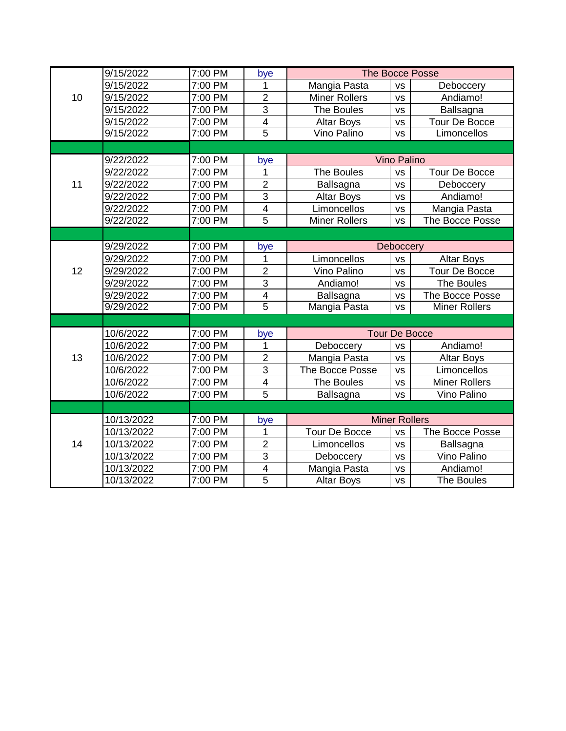| | | | | | | |
|---|---|---|---|---|---|---|
| 10 | 9/15/2022 | 7:00 PM | bye | The Bocce Posse | | |
| | 9/15/2022 | 7:00 PM | 1 | Mangia Pasta | vs | Deboccery |
| | 9/15/2022 | 7:00 PM | 2 | Miner Rollers | vs | Andiamo! |
| | 9/15/2022 | 7:00 PM | 3 | The Boules | vs | Ballsagna |
| | 9/15/2022 | 7:00 PM | 4 | Altar Boys | vs | Tour De Bocce |
| | 9/15/2022 | 7:00 PM | 5 | Vino Palino | vs | Limoncellos |
| | | | | | | |
| 11 | 9/22/2022 | 7:00 PM | bye | Vino Palino | | |
| | 9/22/2022 | 7:00 PM | 1 | The Boules | vs | Tour De Bocce |
| | 9/22/2022 | 7:00 PM | 2 | Ballsagna | vs | Deboccery |
| | 9/22/2022 | 7:00 PM | 3 | Altar Boys | vs | Andiamo! |
| | 9/22/2022 | 7:00 PM | 4 | Limoncellos | vs | Mangia Pasta |
| | 9/22/2022 | 7:00 PM | 5 | Miner Rollers | vs | The Bocce Posse |
| | | | | | | |
| 12 | 9/29/2022 | 7:00 PM | bye | Deboccery | | |
| | 9/29/2022 | 7:00 PM | 1 | Limoncellos | vs | Altar Boys |
| | 9/29/2022 | 7:00 PM | 2 | Vino Palino | vs | Tour De Bocce |
| | 9/29/2022 | 7:00 PM | 3 | Andiamo! | vs | The Boules |
| | 9/29/2022 | 7:00 PM | 4 | Ballsagna | vs | The Bocce Posse |
| | 9/29/2022 | 7:00 PM | 5 | Mangia Pasta | vs | Miner Rollers |
| | | | | | | |
| 13 | 10/6/2022 | 7:00 PM | bye | Tour De Bocce | | |
| | 10/6/2022 | 7:00 PM | 1 | Deboccery | vs | Andiamo! |
| | 10/6/2022 | 7:00 PM | 2 | Mangia Pasta | vs | Altar Boys |
| | 10/6/2022 | 7:00 PM | 3 | The Bocce Posse | vs | Limoncellos |
| | 10/6/2022 | 7:00 PM | 4 | The Boules | vs | Miner Rollers |
| | 10/6/2022 | 7:00 PM | 5 | Ballsagna | vs | Vino Palino |
| | | | | | | |
| 14 | 10/13/2022 | 7:00 PM | bye | Miner Rollers | | |
| | 10/13/2022 | 7:00 PM | 1 | Tour De Bocce | vs | The Bocce Posse |
| | 10/13/2022 | 7:00 PM | 2 | Limoncellos | vs | Ballsagna |
| | 10/13/2022 | 7:00 PM | 3 | Deboccery | vs | Vino Palino |
| | 10/13/2022 | 7:00 PM | 4 | Mangia Pasta | vs | Andiamo! |
| | 10/13/2022 | 7:00 PM | 5 | Altar Boys | vs | The Boules |